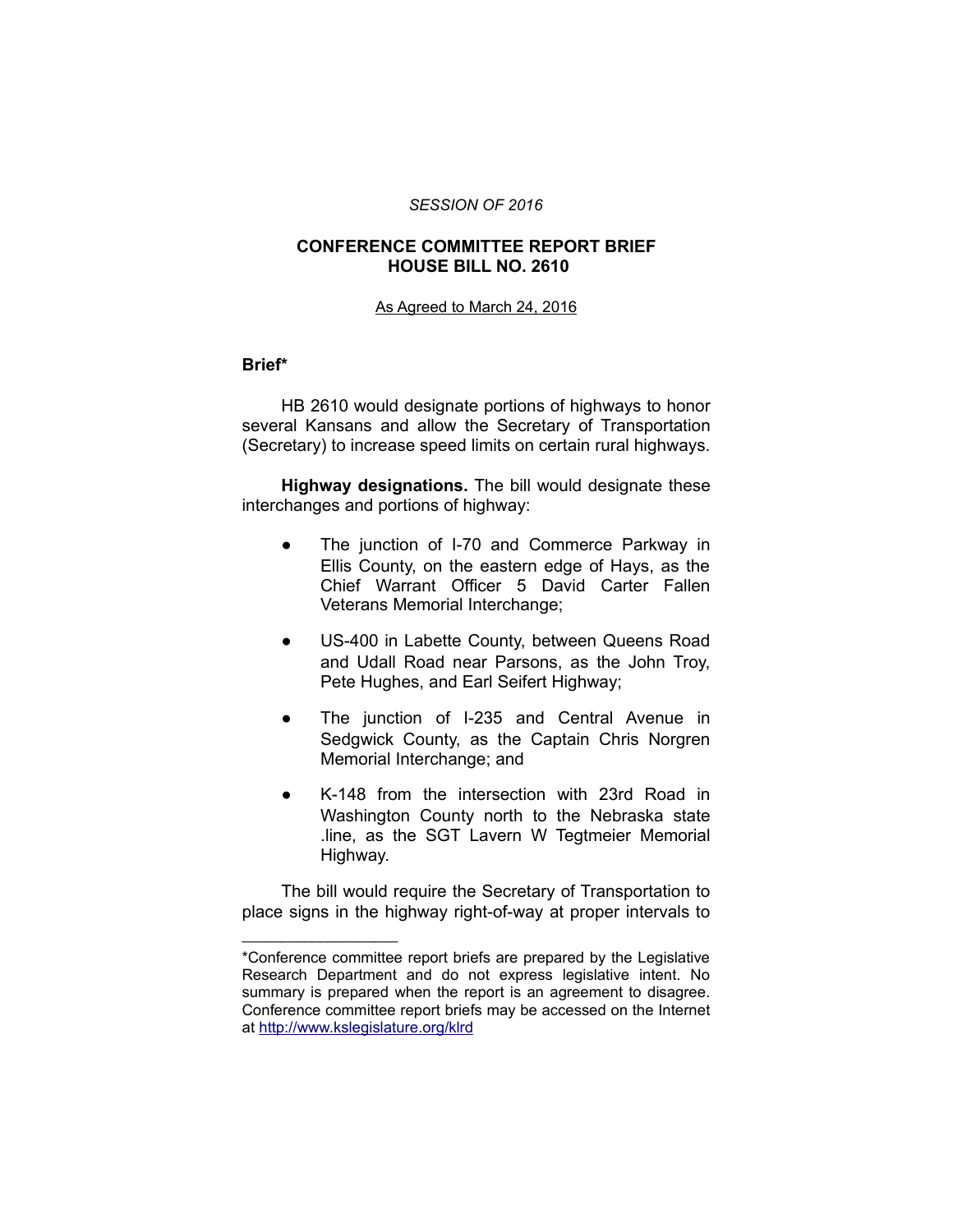*SESSION OF 2016*

**CONFERENCE COMMITTEE REPORT BRIEF**
**HOUSE BILL NO. 2610**

As Agreed to March 24, 2016

**Brief***

HB 2610 would designate portions of highways to honor several Kansans and allow the Secretary of Transportation (Secretary) to increase speed limits on certain rural highways.

**Highway designations.** The bill would designate these interchanges and portions of highway:

- The junction of I-70 and Commerce Parkway in Ellis County, on the eastern edge of Hays, as the Chief Warrant Officer 5 David Carter Fallen Veterans Memorial Interchange;
- US-400 in Labette County, between Queens Road and Udall Road near Parsons, as the John Troy, Pete Hughes, and Earl Seifert Highway;
- The junction of I-235 and Central Avenue in Sedgwick County, as the Captain Chris Norgren Memorial Interchange; and
- K-148 from the intersection with 23rd Road in Washington County north to the Nebraska state .line, as the SGT Lavern W Tegtmeier Memorial Highway.

The bill would require the Secretary of Transportation to place signs in the highway right-of-way at proper intervals to

---

*Conference committee report briefs are prepared by the Legislative Research Department and do not express legislative intent. No summary is prepared when the report is an agreement to disagree. Conference committee report briefs may be accessed on the Internet at http://www.kslegislature.org/klrd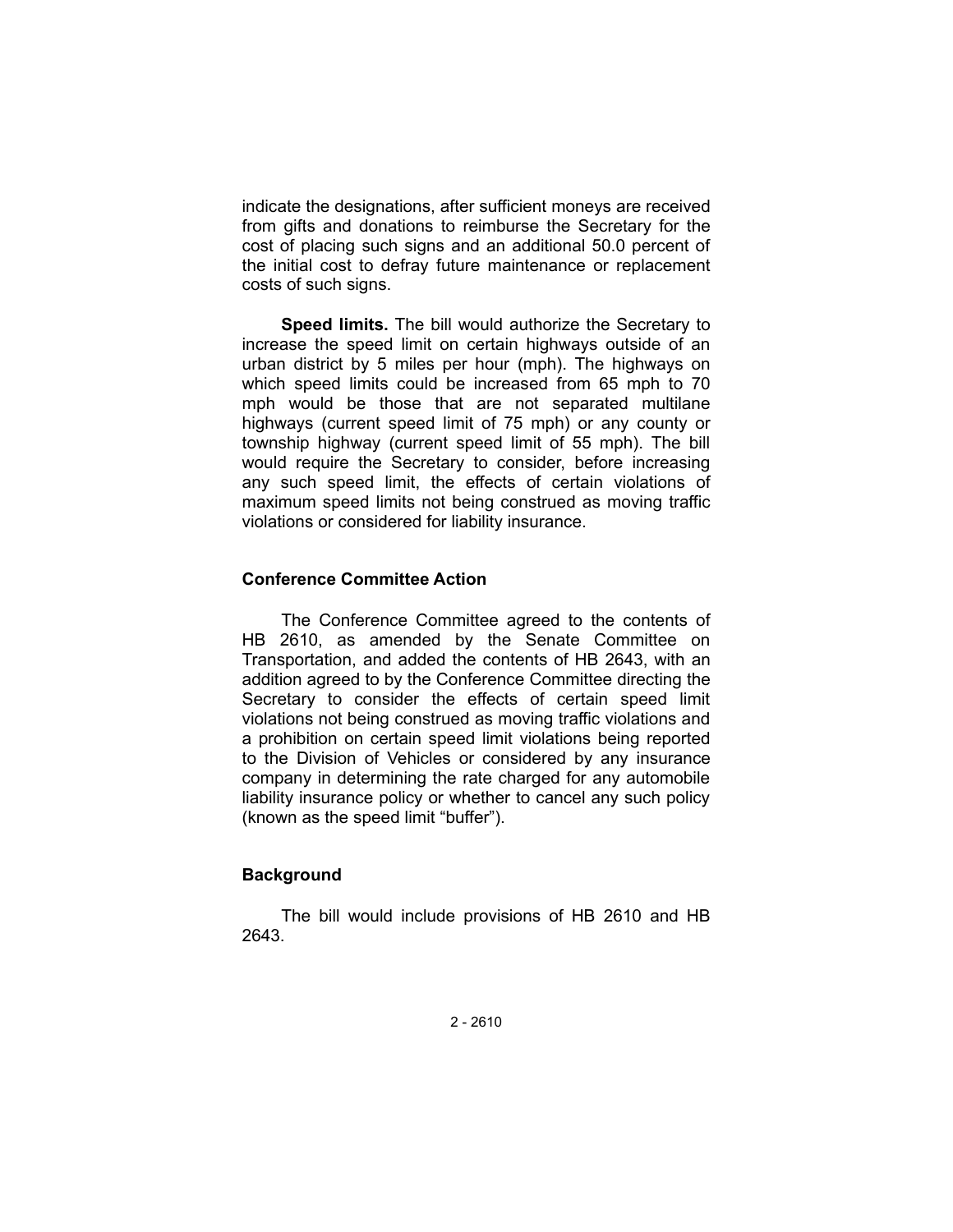indicate the designations, after sufficient moneys are received from gifts and donations to reimburse the Secretary for the cost of placing such signs and an additional 50.0 percent of the initial cost to defray future maintenance or replacement costs of such signs.

**Speed limits.** The bill would authorize the Secretary to increase the speed limit on certain highways outside of an urban district by 5 miles per hour (mph). The highways on which speed limits could be increased from 65 mph to 70 mph would be those that are not separated multilane highways (current speed limit of 75 mph) or any county or township highway (current speed limit of 55 mph). The bill would require the Secretary to consider, before increasing any such speed limit, the effects of certain violations of maximum speed limits not being construed as moving traffic violations or considered for liability insurance.

### Conference Committee Action

The Conference Committee agreed to the contents of HB 2610, as amended by the Senate Committee on Transportation, and added the contents of HB 2643, with an addition agreed to by the Conference Committee directing the Secretary to consider the effects of certain speed limit violations not being construed as moving traffic violations and a prohibition on certain speed limit violations being reported to the Division of Vehicles or considered by any insurance company in determining the rate charged for any automobile liability insurance policy or whether to cancel any such policy (known as the speed limit "buffer").

### Background

The bill would include provisions of HB 2610 and HB 2643.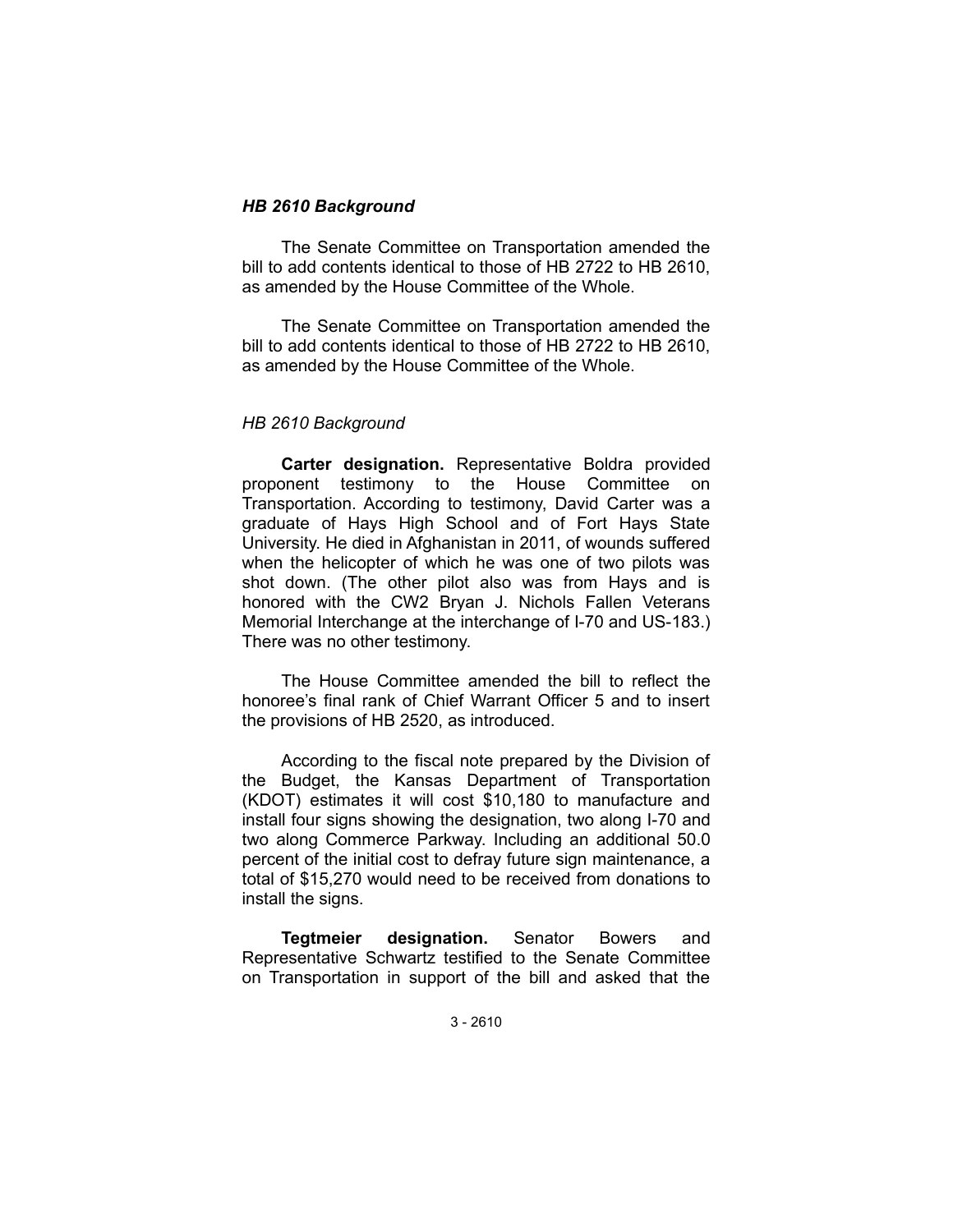### *HB 2610 Background*

The Senate Committee on Transportation amended the bill to add contents identical to those of HB 2722 to HB 2610, as amended by the House Committee of the Whole.

The Senate Committee on Transportation amended the bill to add contents identical to those of HB 2722 to HB 2610, as amended by the House Committee of the Whole.

*HB 2610 Background*

**Carter designation.** Representative Boldra provided proponent testimony to the House Committee on Transportation. According to testimony, David Carter was a graduate of Hays High School and of Fort Hays State University. He died in Afghanistan in 2011, of wounds suffered when the helicopter of which he was one of two pilots was shot down. (The other pilot also was from Hays and is honored with the CW2 Bryan J. Nichols Fallen Veterans Memorial Interchange at the interchange of I-70 and US-183.) There was no other testimony.

The House Committee amended the bill to reflect the honoree's final rank of Chief Warrant Officer 5 and to insert the provisions of HB 2520, as introduced.

According to the fiscal note prepared by the Division of the Budget, the Kansas Department of Transportation (KDOT) estimates it will cost $10,180 to manufacture and install four signs showing the designation, two along I-70 and two along Commerce Parkway. Including an additional 50.0 percent of the initial cost to defray future sign maintenance, a total of $15,270 would need to be received from donations to install the signs.

**Tegtmeier designation.** Senator Bowers and Representative Schwartz testified to the Senate Committee on Transportation in support of the bill and asked that the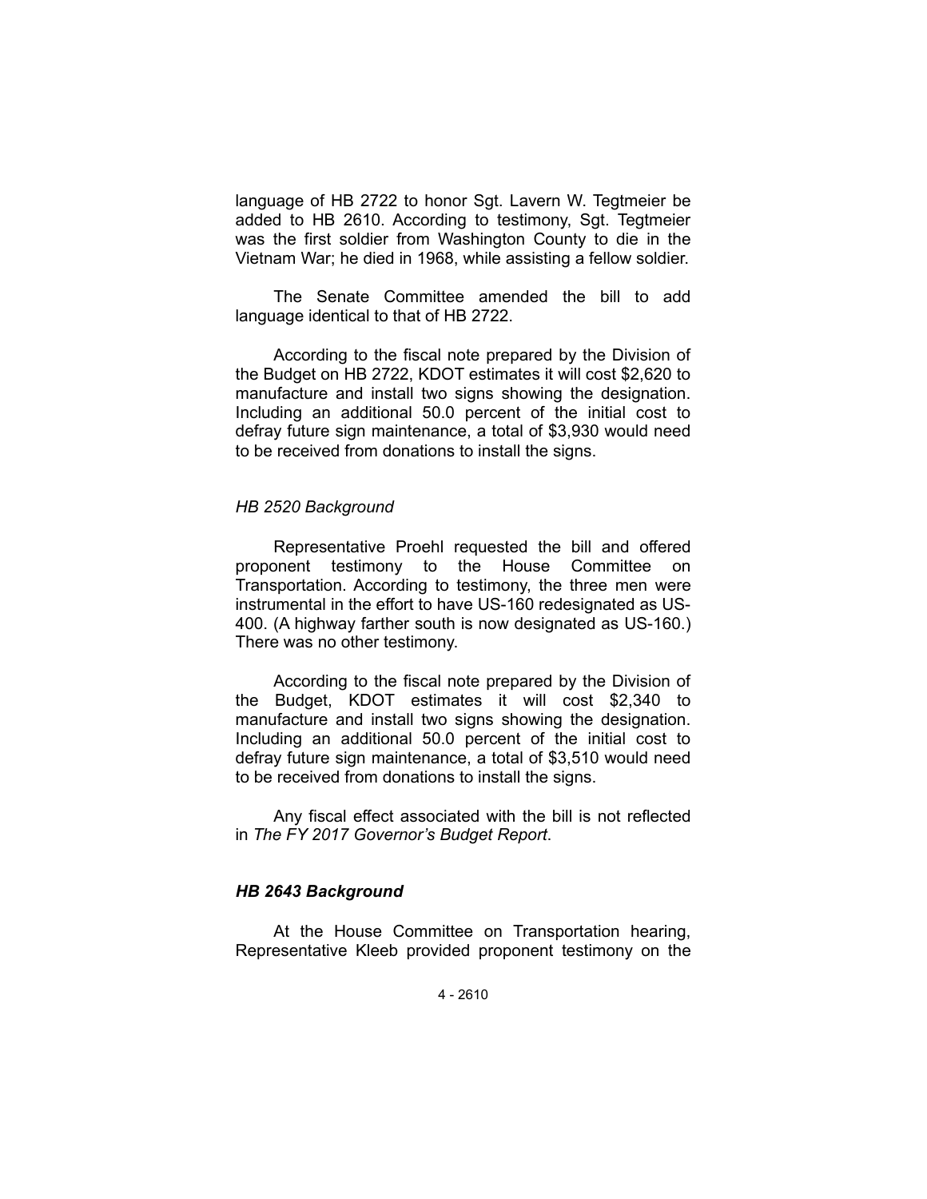language of HB 2722 to honor Sgt. Lavern W. Tegtmeier be added to HB 2610. According to testimony, Sgt. Tegtmeier was the first soldier from Washington County to die in the Vietnam War; he died in 1968, while assisting a fellow soldier.

The Senate Committee amended the bill to add language identical to that of HB 2722.

According to the fiscal note prepared by the Division of the Budget on HB 2722, KDOT estimates it will cost $2,620 to manufacture and install two signs showing the designation. Including an additional 50.0 percent of the initial cost to defray future sign maintenance, a total of $3,930 would need to be received from donations to install the signs.

*HB 2520 Background*

Representative Proehl requested the bill and offered proponent testimony to the House Committee on Transportation. According to testimony, the three men were instrumental in the effort to have US-160 redesignated as US-400. (A highway farther south is now designated as US-160.) There was no other testimony.

According to the fiscal note prepared by the Division of the Budget, KDOT estimates it will cost $2,340 to manufacture and install two signs showing the designation. Including an additional 50.0 percent of the initial cost to defray future sign maintenance, a total of $3,510 would need to be received from donations to install the signs.

Any fiscal effect associated with the bill is not reflected in *The FY 2017 Governor's Budget Report*.

***HB 2643 Background***

At the House Committee on Transportation hearing, Representative Kleeb provided proponent testimony on the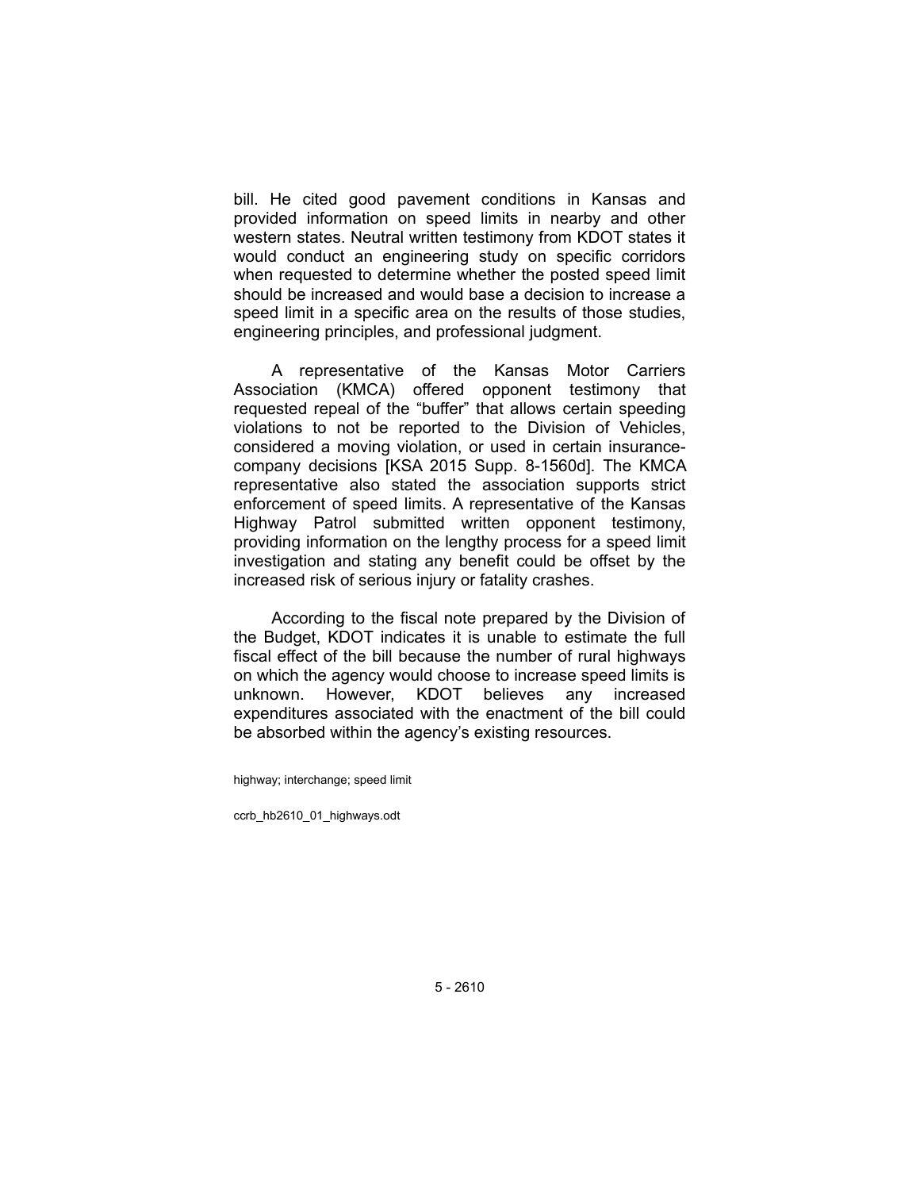bill. He cited good pavement conditions in Kansas and provided information on speed limits in nearby and other western states. Neutral written testimony from KDOT states it would conduct an engineering study on specific corridors when requested to determine whether the posted speed limit should be increased and would base a decision to increase a speed limit in a specific area on the results of those studies, engineering principles, and professional judgment.

A representative of the Kansas Motor Carriers Association (KMCA) offered opponent testimony that requested repeal of the "buffer" that allows certain speeding violations to not be reported to the Division of Vehicles, considered a moving violation, or used in certain insurance-company decisions [KSA 2015 Supp. 8-1560d]. The KMCA representative also stated the association supports strict enforcement of speed limits. A representative of the Kansas Highway Patrol submitted written opponent testimony, providing information on the lengthy process for a speed limit investigation and stating any benefit could be offset by the increased risk of serious injury or fatality crashes.

According to the fiscal note prepared by the Division of the Budget, KDOT indicates it is unable to estimate the full fiscal effect of the bill because the number of rural highways on which the agency would choose to increase speed limits is unknown. However, KDOT believes any increased expenditures associated with the enactment of the bill could be absorbed within the agency's existing resources.

highway; interchange; speed limit

ccrb_hb2610_01_highways.odt